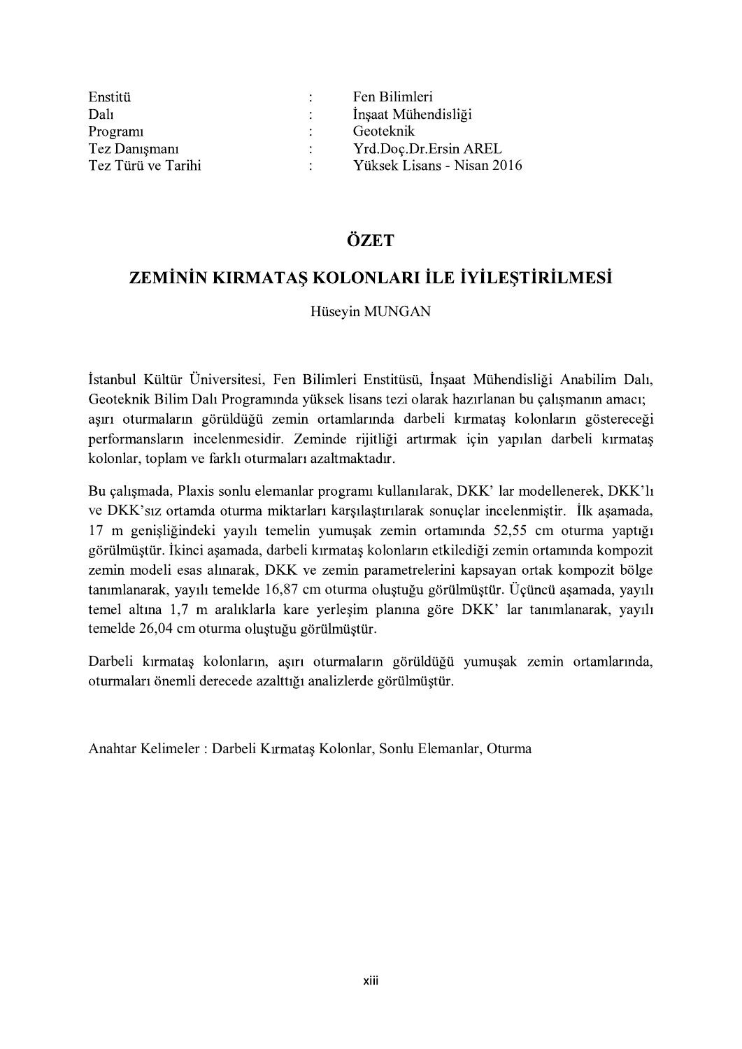| | | |
|---|---|---|
| Enstitü | : | Fen Bilimleri |
| Dalı | : | İnşaat Mühendisliği |
| Programı | : | Geoteknik |
| Tez Danışmanı | : | Yrd.Doç.Dr.Ersin AREL |
| Tez Türü ve Tarihi | : | Yüksek Lisans - Nisan 2016 |

# ÖZET

## ZEMİNİN KIRMATAŞ KOLONLARI İLE İYİLEŞTİRİLMESİ

Hüseyin MUNGAN

İstanbul Kültür Üniversitesi, Fen Bilimleri Enstitüsü, İnşaat Mühendisliği Anabilim Dalı, Geoteknik Bilim Dalı Programında yüksek lisans tezi olarak hazırlanan bu çalışmanın amacı; aşırı oturmaların görüldüğü zemin ortamlarında darbeli kırmataş kolonların göstereceği performansların incelenmesidir. Zeminde rijitliği artırmak için yapılan darbeli kırmataş kolonlar, toplam ve farklı oturmaları azaltmaktadır.

Bu çalışmada, Plaxis sonlu elemanlar programı kullanılarak, DKK' lar modellenerek, DKK'lı ve DKK'sız ortamda oturma miktarları karşılaştırılarak sonuçlar incelenmiştir. İlk aşamada, 17 m genişliğindeki yayılı temelin yumuşak zemin ortamında 52,55 cm oturma yaptığı görülmüştür. İkinci aşamada, darbeli kırmataş kolonların etkilediği zemin ortamında kompozit zemin modeli esas alınarak, DKK ve zemin parametrelerini kapsayan ortak kompozit bölge tanımlanarak, yayılı temelde 16,87 cm oturma oluştuğu görülmüştür. Üçüncü aşamada, yayılı temel altına 1,7 m aralıklarla kare yerleşim planına göre DKK' lar tanımlanarak, yayılı temelde 26,04 cm oturma oluştuğu görülmüştür.

Darbeli kırmataş kolonların, aşırı oturmaların görüldüğü yumuşak zemin ortamlarında, oturmaları önemli derecede azalttığı analizlerde görülmüştür.

Anahtar Kelimeler : Darbeli Kırmataş Kolonlar, Sonlu Elemanlar, Oturma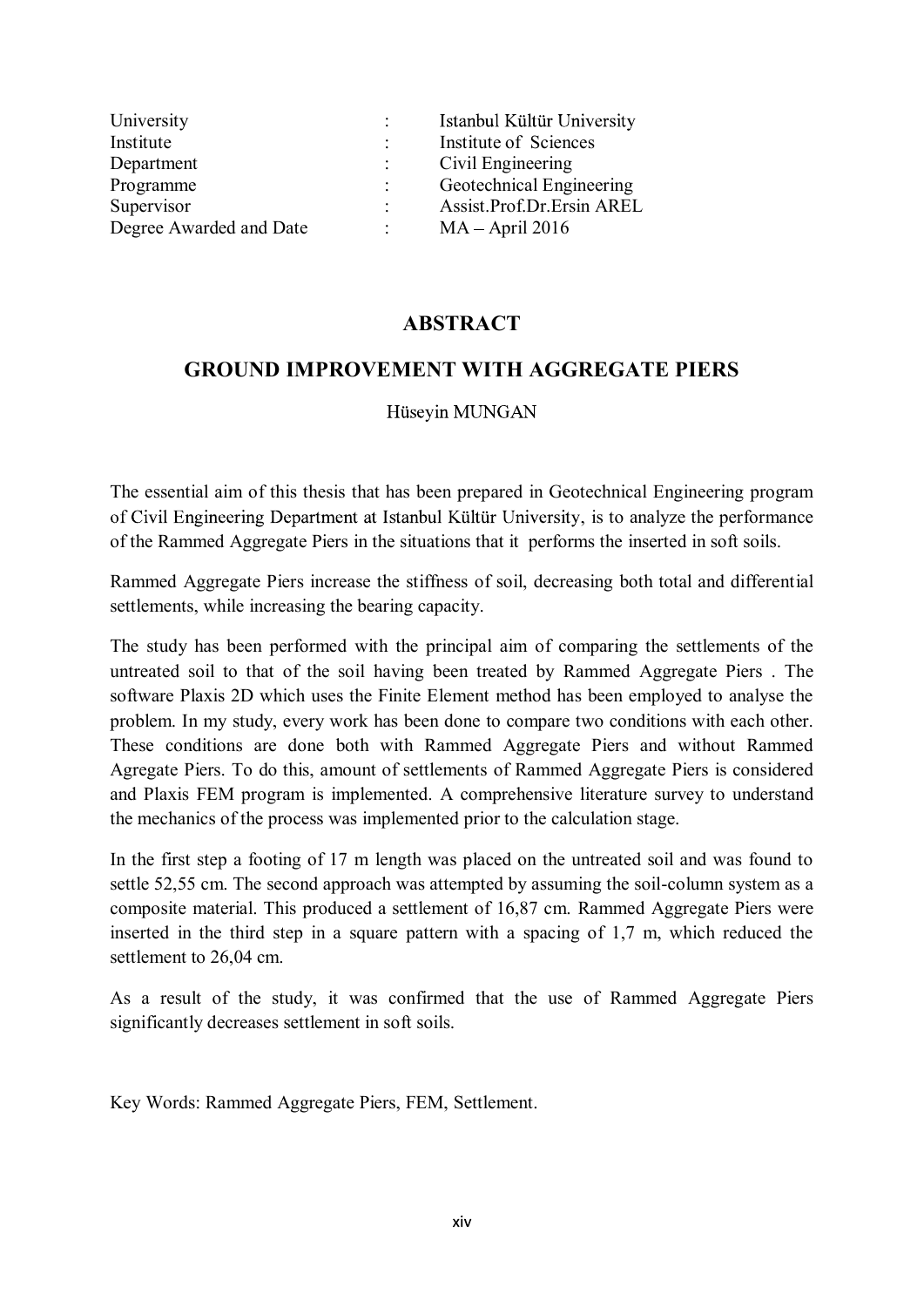| | | |
|---|---|---|
| University | : | Istanbul Kültür University |
| Institute | : | Institute of Sciences |
| Department | : | Civil Engineering |
| Programme | : | Geotechnical Engineering |
| Supervisor | : | Assist.Prof.Dr.Ersin AREL |
| Degree Awarded and Date | : | MA – April 2016 |

# ABSTRACT

## GROUND IMPROVEMENT WITH AGGREGATE PIERS

Hüseyin MUNGAN

The essential aim of this thesis that has been prepared in Geotechnical Engineering program of Civil Engineering Department at Istanbul Kültür University, is to analyze the performance of the Rammed Aggregate Piers in the situations that it performs the inserted in soft soils.

Rammed Aggregate Piers increase the stiffness of soil, decreasing both total and differential settlements, while increasing the bearing capacity.

The study has been performed with the principal aim of comparing the settlements of the untreated soil to that of the soil having been treated by Rammed Aggregate Piers . The software Plaxis 2D which uses the Finite Element method has been employed to analyse the problem. In my study, every work has been done to compare two conditions with each other. These conditions are done both with Rammed Aggregate Piers and without Rammed Agregate Piers. To do this, amount of settlements of Rammed Aggregate Piers is considered and Plaxis FEM program is implemented. A comprehensive literature survey to understand the mechanics of the process was implemented prior to the calculation stage.

In the first step a footing of 17 m length was placed on the untreated soil and was found to settle 52,55 cm. The second approach was attempted by assuming the soil-column system as a composite material. This produced a settlement of 16,87 cm. Rammed Aggregate Piers were inserted in the third step in a square pattern with a spacing of 1,7 m, which reduced the settlement to 26,04 cm.

As a result of the study, it was confirmed that the use of Rammed Aggregate Piers significantly decreases settlement in soft soils.

Key Words: Rammed Aggregate Piers, FEM, Settlement.